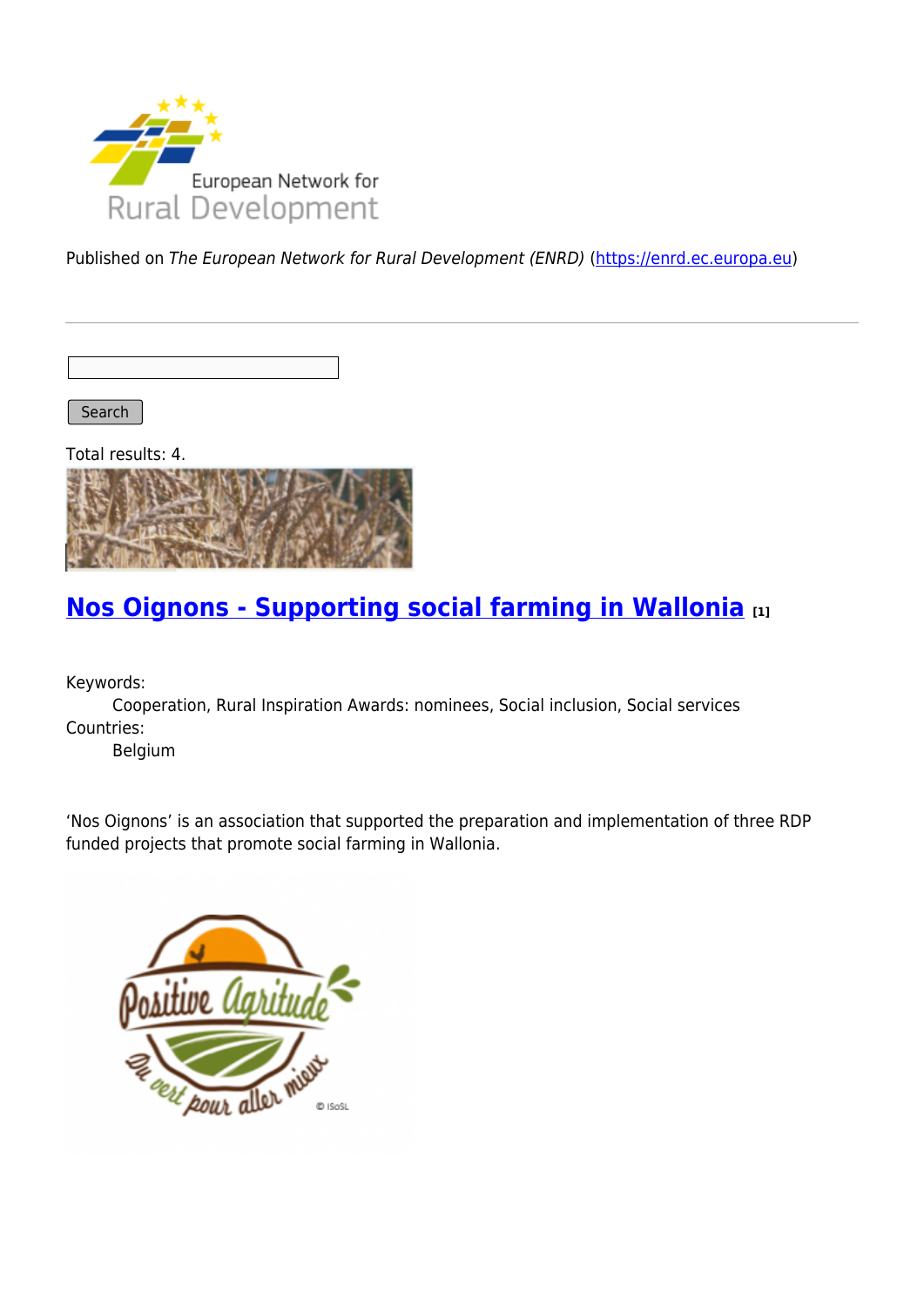Published on *The European Network for Rural Development (ENRD)* (https://enrd.ec.europa.eu)

Search

Total results: 4.

## Nos Oignons - Supporting social farming in Wallonia [1]

Keywords:
    Cooperation, Rural Inspiration Awards: nominees, Social inclusion, Social services

Countries:
    Belgium

‘Nos Oignons’ is an association that supported the preparation and implementation of three RDP funded projects that promote social farming in Wallonia.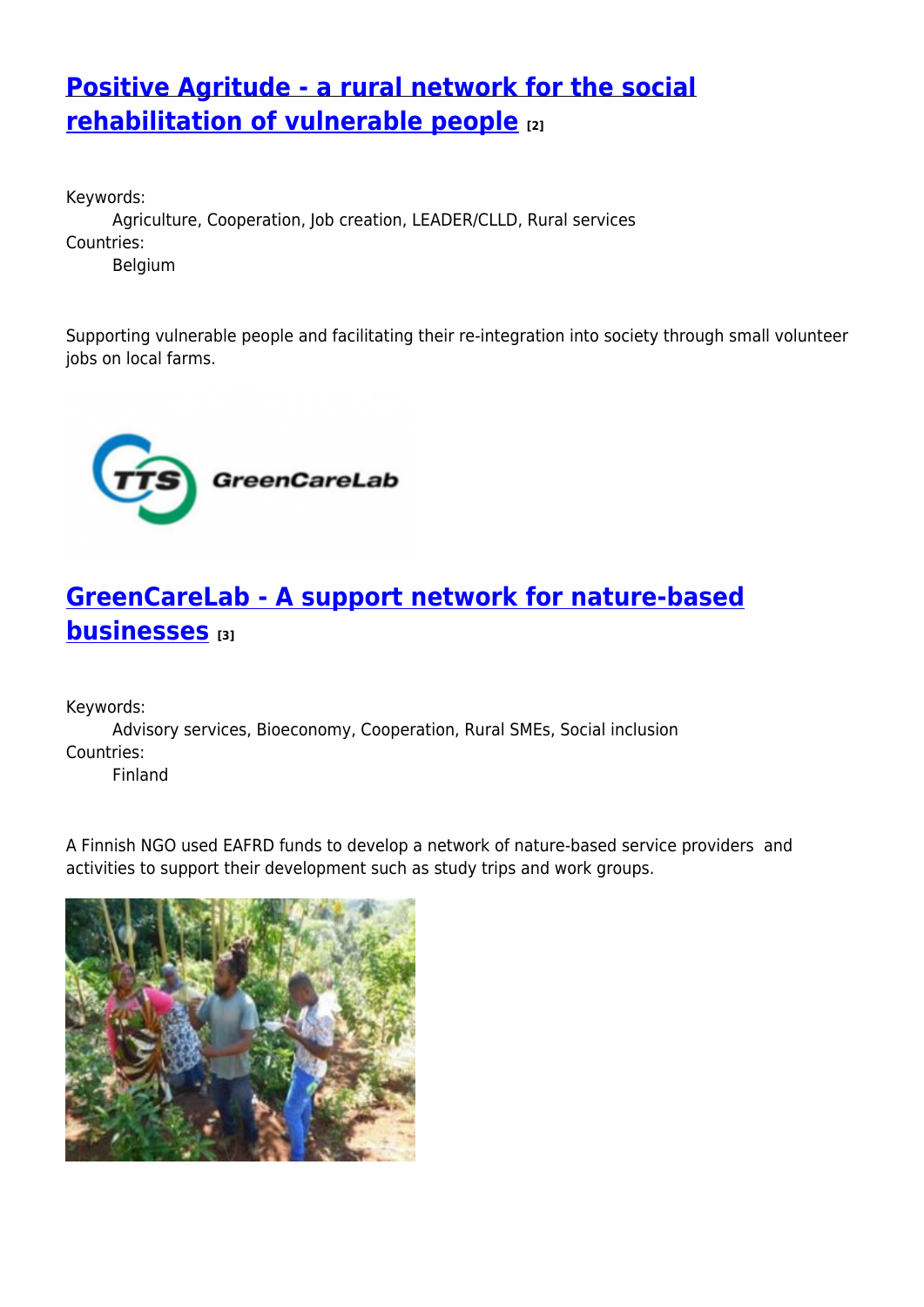## [Positive Agritude - a rural network for the social rehabilitation of vulnerable people] [2]

Keywords:
Agriculture, Cooperation, Job creation, LEADER/CLLD, Rural services

Countries:
Belgium

Supporting vulnerable people and facilitating their re-integration into society through small volunteer jobs on local farms.

## [GreenCareLab - A support network for nature-based businesses] [3]

Keywords:
Advisory services, Bioeconomy, Cooperation, Rural SMEs, Social inclusion

Countries:
Finland

A Finnish NGO used EAFRD funds to develop a network of nature-based service providers and activities to support their development such as study trips and work groups.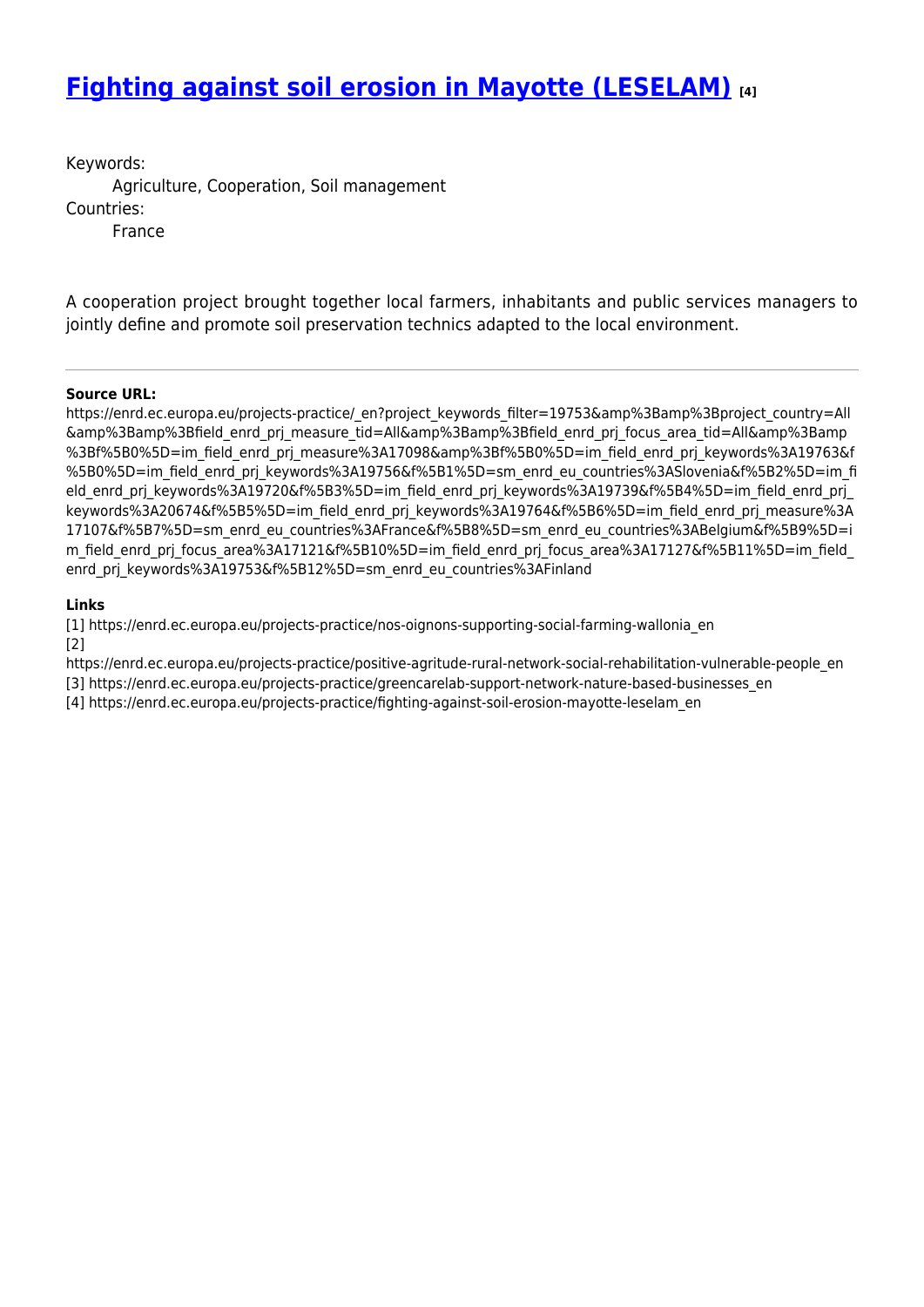## [Fighting against soil erosion in Mayotte (LESELAM)](https://enrd.ec.europa.eu/projects-practice/fighting-against-soil-erosion-mayotte-leselam_en) [4]

Keywords:
    Agriculture, Cooperation, Soil management
Countries:
    France

A cooperation project brought together local farmers, inhabitants and public services managers to jointly define and promote soil preservation technics adapted to the local environment.

---

**Source URL:**
https://enrd.ec.europa.eu/projects-practice/_en?project_keywords_filter=19753&amp%3Bamp%3Bproject_country=All&amp%3Bamp%3Bfield_enrd_prj_measure_tid=All&amp%3Bamp%3Bfield_enrd_prj_focus_area_tid=All&amp%3Bamp%3Bf%5B0%5D=im_field_enrd_prj_measure%3A17098&amp%3Bf%5B0%5D=im_field_enrd_prj_keywords%3A19763&f%5B0%5D=im_field_enrd_prj_keywords%3A19756&f%5B1%5D=sm_enrd_eu_countries%3ASlovenia&f%5B2%5D=im_field_enrd_prj_keywords%3A19720&f%5B3%5D=im_field_enrd_prj_keywords%3A19739&f%5B4%5D=im_field_enrd_prj_keywords%3A20674&f%5B5%5D=im_field_enrd_prj_keywords%3A19764&f%5B6%5D=im_field_enrd_prj_measure%3A17107&f%5B7%5D=sm_enrd_eu_countries%3AFrance&f%5B8%5D=sm_enrd_eu_countries%3ABelgium&f%5B9%5D=im_field_enrd_prj_focus_area%3A17121&f%5B10%5D=im_field_enrd_prj_focus_area%3A17127&f%5B11%5D=im_field_enrd_prj_keywords%3A19753&f%5B12%5D=sm_enrd_eu_countries%3AFinland

**Links**
[1] https://enrd.ec.europa.eu/projects-practice/nos-oignons-supporting-social-farming-wallonia_en
[2] https://enrd.ec.europa.eu/projects-practice/positive-agritude-rural-network-social-rehabilitation-vulnerable-people_en
[3] https://enrd.ec.europa.eu/projects-practice/greencarelab-support-network-nature-based-businesses_en
[4] https://enrd.ec.europa.eu/projects-practice/fighting-against-soil-erosion-mayotte-leselam_en